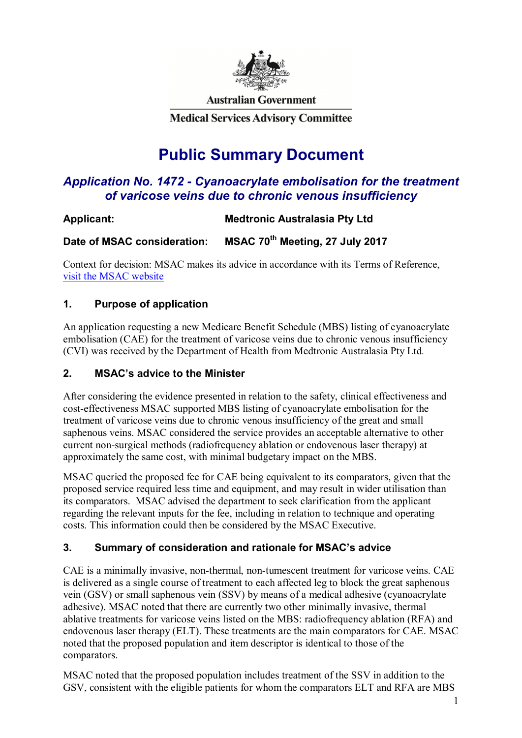Australian Government

Medical Services Advisory Committee

# Public Summary Document

## *Application No. 1472 - Cyanoacrylate embolisation for the treatment of varicose veins due to chronic venous insufficiency*

**Applicant:** **Medtronic Australasia Pty Ltd**

**Date of MSAC consideration:** **MSAC 70th Meeting, 27 July 2017**

Context for decision: MSAC makes its advice in accordance with its Terms of Reference, visit the MSAC website

### 1. Purpose of application

An application requesting a new Medicare Benefit Schedule (MBS) listing of cyanoacrylate embolisation (CAE) for the treatment of varicose veins due to chronic venous insufficiency (CVI) was received by the Department of Health from Medtronic Australasia Pty Ltd.

### 2. MSAC's advice to the Minister

After considering the evidence presented in relation to the safety, clinical effectiveness and cost-effectiveness MSAC supported MBS listing of cyanoacrylate embolisation for the treatment of varicose veins due to chronic venous insufficiency of the great and small saphenous veins. MSAC considered the service provides an acceptable alternative to other current non-surgical methods (radiofrequency ablation or endovenous laser therapy) at approximately the same cost, with minimal budgetary impact on the MBS.

MSAC queried the proposed fee for CAE being equivalent to its comparators, given that the proposed service required less time and equipment, and may result in wider utilisation than its comparators. MSAC advised the department to seek clarification from the applicant regarding the relevant inputs for the fee, including in relation to technique and operating costs. This information could then be considered by the MSAC Executive.

### 3. Summary of consideration and rationale for MSAC's advice

CAE is a minimally invasive, non-thermal, non-tumescent treatment for varicose veins. CAE is delivered as a single course of treatment to each affected leg to block the great saphenous vein (GSV) or small saphenous vein (SSV) by means of a medical adhesive (cyanoacrylate adhesive). MSAC noted that there are currently two other minimally invasive, thermal ablative treatments for varicose veins listed on the MBS: radiofrequency ablation (RFA) and endovenous laser therapy (ELT). These treatments are the main comparators for CAE. MSAC noted that the proposed population and item descriptor is identical to those of the comparators.

MSAC noted that the proposed population includes treatment of the SSV in addition to the GSV, consistent with the eligible patients for whom the comparators ELT and RFA are MBS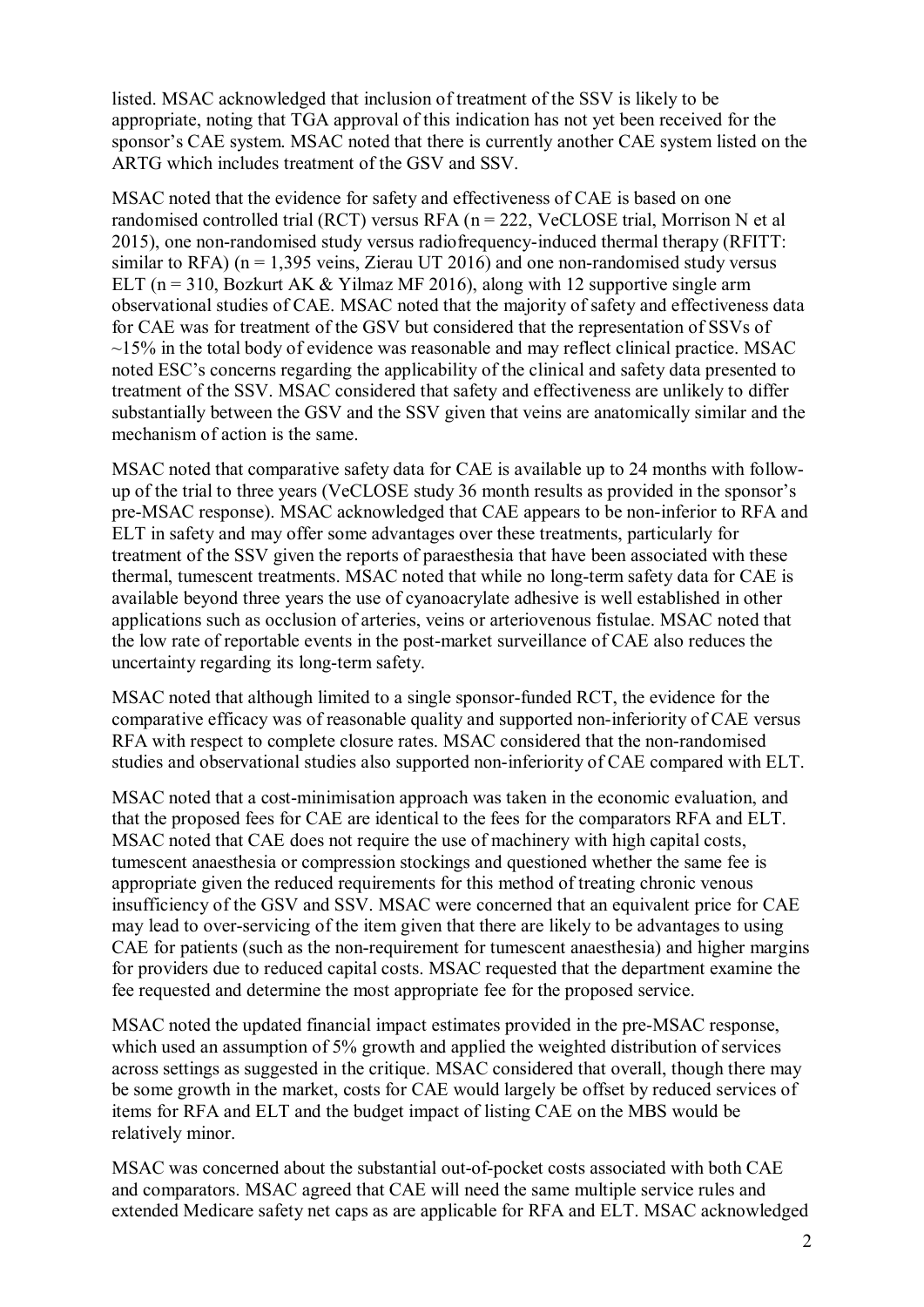listed. MSAC acknowledged that inclusion of treatment of the SSV is likely to be appropriate, noting that TGA approval of this indication has not yet been received for the sponsor's CAE system. MSAC noted that there is currently another CAE system listed on the ARTG which includes treatment of the GSV and SSV.

MSAC noted that the evidence for safety and effectiveness of CAE is based on one randomised controlled trial (RCT) versus RFA (n = 222, VeCLOSE trial, Morrison N et al 2015), one non-randomised study versus radiofrequency-induced thermal therapy (RFITT: similar to RFA) (n = 1,395 veins, Zierau UT 2016) and one non-randomised study versus ELT (n = 310, Bozkurt AK & Yilmaz MF 2016), along with 12 supportive single arm observational studies of CAE. MSAC noted that the majority of safety and effectiveness data for CAE was for treatment of the GSV but considered that the representation of SSVs of ~15% in the total body of evidence was reasonable and may reflect clinical practice. MSAC noted ESC's concerns regarding the applicability of the clinical and safety data presented to treatment of the SSV. MSAC considered that safety and effectiveness are unlikely to differ substantially between the GSV and the SSV given that veins are anatomically similar and the mechanism of action is the same.

MSAC noted that comparative safety data for CAE is available up to 24 months with follow-up of the trial to three years (VeCLOSE study 36 month results as provided in the sponsor's pre-MSAC response). MSAC acknowledged that CAE appears to be non-inferior to RFA and ELT in safety and may offer some advantages over these treatments, particularly for treatment of the SSV given the reports of paraesthesia that have been associated with these thermal, tumescent treatments. MSAC noted that while no long-term safety data for CAE is available beyond three years the use of cyanoacrylate adhesive is well established in other applications such as occlusion of arteries, veins or arteriovenous fistulae. MSAC noted that the low rate of reportable events in the post-market surveillance of CAE also reduces the uncertainty regarding its long-term safety.

MSAC noted that although limited to a single sponsor-funded RCT, the evidence for the comparative efficacy was of reasonable quality and supported non-inferiority of CAE versus RFA with respect to complete closure rates. MSAC considered that the non-randomised studies and observational studies also supported non-inferiority of CAE compared with ELT.

MSAC noted that a cost-minimisation approach was taken in the economic evaluation, and that the proposed fees for CAE are identical to the fees for the comparators RFA and ELT. MSAC noted that CAE does not require the use of machinery with high capital costs, tumescent anaesthesia or compression stockings and questioned whether the same fee is appropriate given the reduced requirements for this method of treating chronic venous insufficiency of the GSV and SSV. MSAC were concerned that an equivalent price for CAE may lead to over-servicing of the item given that there are likely to be advantages to using CAE for patients (such as the non-requirement for tumescent anaesthesia) and higher margins for providers due to reduced capital costs. MSAC requested that the department examine the fee requested and determine the most appropriate fee for the proposed service.

MSAC noted the updated financial impact estimates provided in the pre-MSAC response, which used an assumption of 5% growth and applied the weighted distribution of services across settings as suggested in the critique. MSAC considered that overall, though there may be some growth in the market, costs for CAE would largely be offset by reduced services of items for RFA and ELT and the budget impact of listing CAE on the MBS would be relatively minor.

MSAC was concerned about the substantial out-of-pocket costs associated with both CAE and comparators. MSAC agreed that CAE will need the same multiple service rules and extended Medicare safety net caps as are applicable for RFA and ELT. MSAC acknowledged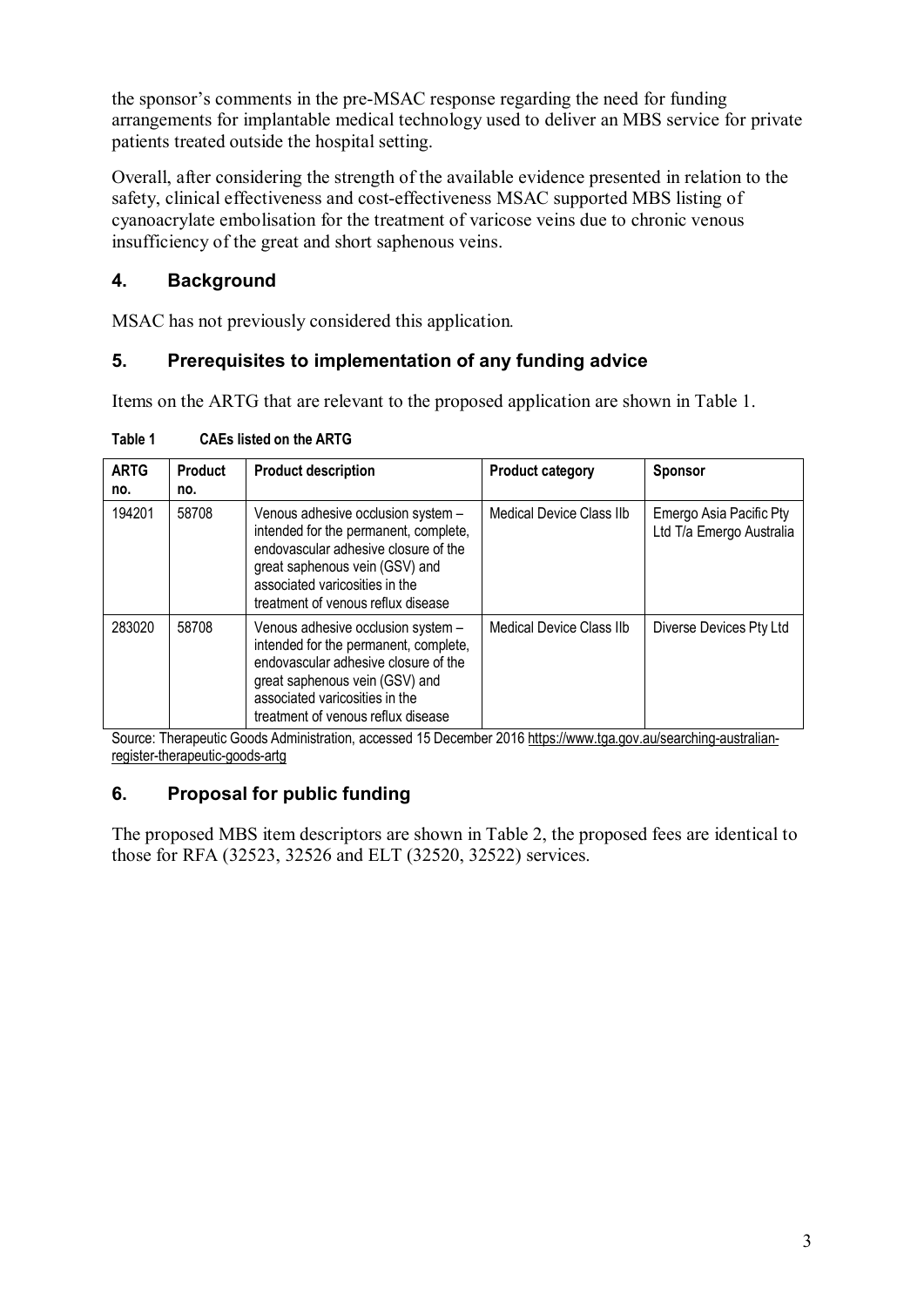the sponsor's comments in the pre-MSAC response regarding the need for funding arrangements for implantable medical technology used to deliver an MBS service for private patients treated outside the hospital setting.

Overall, after considering the strength of the available evidence presented in relation to the safety, clinical effectiveness and cost-effectiveness MSAC supported MBS listing of cyanoacrylate embolisation for the treatment of varicose veins due to chronic venous insufficiency of the great and short saphenous veins.

## 4. Background

MSAC has not previously considered this application.

## 5. Prerequisites to implementation of any funding advice

Items on the ARTG that are relevant to the proposed application are shown in Table 1.

**Table 1 CAEs listed on the ARTG**

| ARTG no. | Product no. | Product description | Product category | Sponsor |
|---|---|---|---|---|
| 194201 | 58708 | Venous adhesive occlusion system – intended for the permanent, complete, endovascular adhesive closure of the great saphenous vein (GSV) and associated varicosities in the treatment of venous reflux disease | Medical Device Class IIb | Emergo Asia Pacific Pty Ltd T/a Emergo Australia |
| 283020 | 58708 | Venous adhesive occlusion system – intended for the permanent, complete, endovascular adhesive closure of the great saphenous vein (GSV) and associated varicosities in the treatment of venous reflux disease | Medical Device Class IIb | Diverse Devices Pty Ltd |

Source: Therapeutic Goods Administration, accessed 15 December 2016 https://www.tga.gov.au/searching-australian-register-therapeutic-goods-artg

## 6. Proposal for public funding

The proposed MBS item descriptors are shown in Table 2, the proposed fees are identical to those for RFA (32523, 32526 and ELT (32520, 32522) services.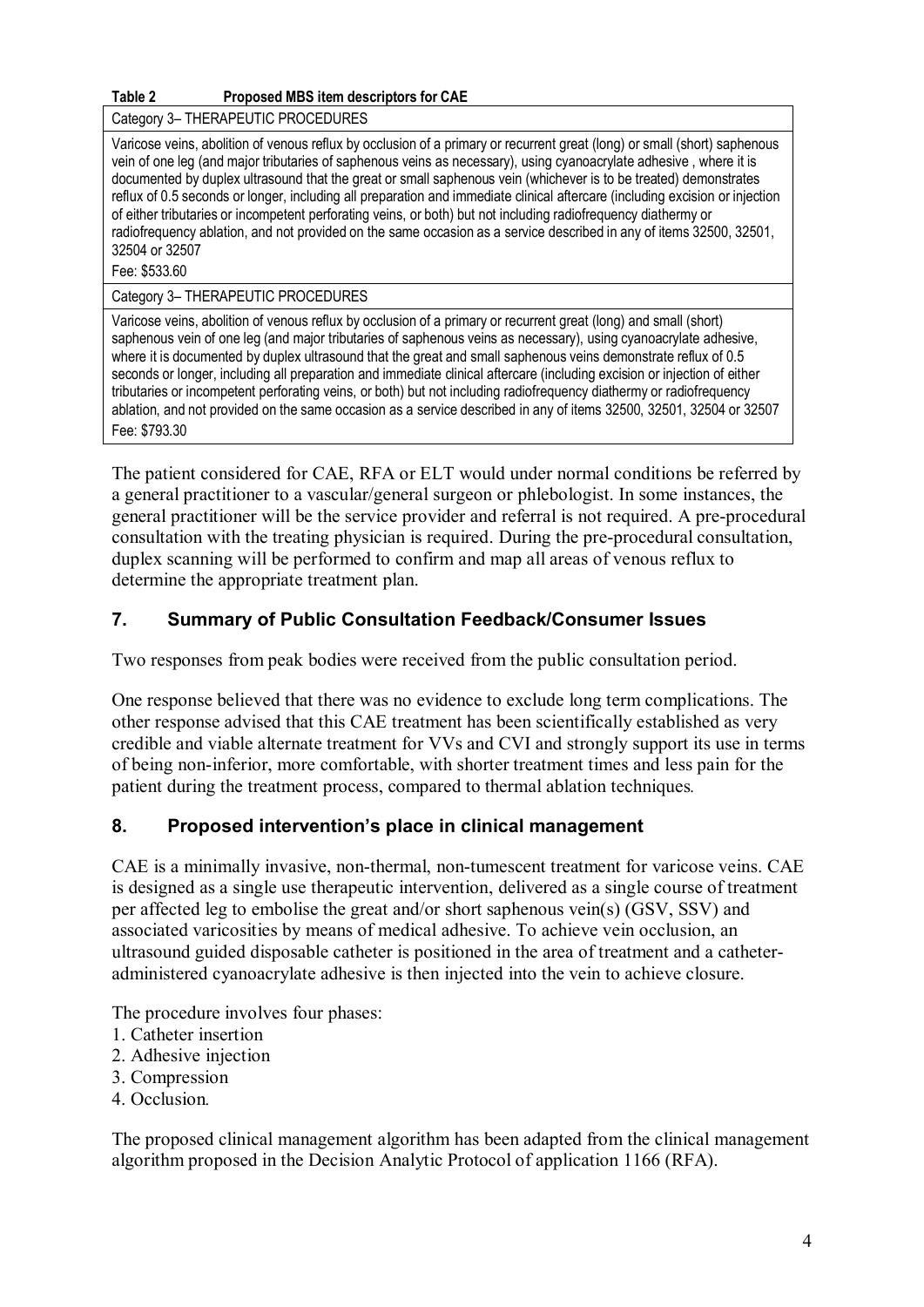**Table 2 Proposed MBS item descriptors for CAE**

| Category 3– THERAPEUTIC PROCEDURES |
|---|
| Varicose veins, abolition of venous reflux by occlusion of a primary or recurrent great (long) or small (short) saphenous vein of one leg (and major tributaries of saphenous veins as necessary), using cyanoacrylate adhesive , where it is documented by duplex ultrasound that the great or small saphenous vein (whichever is to be treated) demonstrates reflux of 0.5 seconds or longer, including all preparation and immediate clinical aftercare (including excision or injection of either tributaries or incompetent perforating veins, or both) but not including radiofrequency diathermy or radiofrequency ablation, and not provided on the same occasion as a service described in any of items 32500, 32501, 32504 or 32507<br>Fee: $533.60 |
| Category 3– THERAPEUTIC PROCEDURES |
| Varicose veins, abolition of venous reflux by occlusion of a primary or recurrent great (long) and small (short) saphenous vein of one leg (and major tributaries of saphenous veins as necessary), using cyanoacrylate adhesive, where it is documented by duplex ultrasound that the great and small saphenous veins demonstrate reflux of 0.5 seconds or longer, including all preparation and immediate clinical aftercare (including excision or injection of either tributaries or incompetent perforating veins, or both) but not including radiofrequency diathermy or radiofrequency ablation, and not provided on the same occasion as a service described in any of items 32500, 32501, 32504 or 32507<br>Fee: $793.30 |

The patient considered for CAE, RFA or ELT would under normal conditions be referred by a general practitioner to a vascular/general surgeon or phlebologist. In some instances, the general practitioner will be the service provider and referral is not required. A pre-procedural consultation with the treating physician is required. During the pre-procedural consultation, duplex scanning will be performed to confirm and map all areas of venous reflux to determine the appropriate treatment plan.

## 7. Summary of Public Consultation Feedback/Consumer Issues

Two responses from peak bodies were received from the public consultation period.

One response believed that there was no evidence to exclude long term complications. The other response advised that this CAE treatment has been scientifically established as very credible and viable alternate treatment for VVs and CVI and strongly support its use in terms of being non-inferior, more comfortable, with shorter treatment times and less pain for the patient during the treatment process, compared to thermal ablation techniques.

## 8. Proposed intervention's place in clinical management

CAE is a minimally invasive, non-thermal, non-tumescent treatment for varicose veins. CAE is designed as a single use therapeutic intervention, delivered as a single course of treatment per affected leg to embolise the great and/or short saphenous vein(s) (GSV, SSV) and associated varicosities by means of medical adhesive. To achieve vein occlusion, an ultrasound guided disposable catheter is positioned in the area of treatment and a catheter-administered cyanoacrylate adhesive is then injected into the vein to achieve closure.

The procedure involves four phases:

1. Catheter insertion
2. Adhesive injection
3. Compression
4. Occlusion.

The proposed clinical management algorithm has been adapted from the clinical management algorithm proposed in the Decision Analytic Protocol of application 1166 (RFA).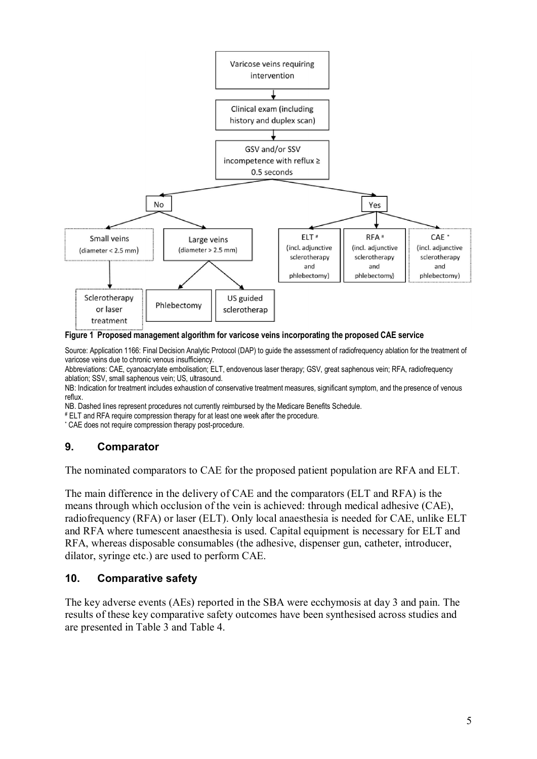Varicose veins requiring intervention

↓

Clinical exam (including history and duplex scan)

↓

GSV and/or SSV incompetence with reflux ≥ 0.5 seconds

- **No**
  - Small veins (diameter < 2.5 mm) → Sclerotherapy or laser treatment
  - Large veins (diameter > 2.5 mm) → Phlebectomy; US guided sclerotherap
- **Yes**
  - ELT # (incl. adjunctive sclerotherapy and phlebectomy)
  - RFA # (incl. adjunctive sclerotherapy and phlebectomy)
  - CAE * (incl. adjunctive sclerotherapy and phlebectomy)

**Figure 1 Proposed management algorithm for varicose veins incorporating the proposed CAE service**

Source: Application 1166: Final Decision Analytic Protocol (DAP) to guide the assessment of radiofrequency ablation for the treatment of varicose veins due to chronic venous insufficiency.

Abbreviations: CAE, cyanoacrylate embolisation; ELT, endovenous laser therapy; GSV, great saphenous vein; RFA, radiofrequency ablation; SSV, small saphenous vein; US, ultrasound.

NB: Indication for treatment includes exhaustion of conservative treatment measures, significant symptom, and the presence of venous reflux.

NB. Dashed lines represent procedures not currently reimbursed by the Medicare Benefits Schedule.

# ELT and RFA require compression therapy for at least one week after the procedure.

* CAE does not require compression therapy post-procedure.

## 9. Comparator

The nominated comparators to CAE for the proposed patient population are RFA and ELT.

The main difference in the delivery of CAE and the comparators (ELT and RFA) is the means through which occlusion of the vein is achieved: through medical adhesive (CAE), radiofrequency (RFA) or laser (ELT). Only local anaesthesia is needed for CAE, unlike ELT and RFA where tumescent anaesthesia is used. Capital equipment is necessary for ELT and RFA, whereas disposable consumables (the adhesive, dispenser gun, catheter, introducer, dilator, syringe etc.) are used to perform CAE.

## 10. Comparative safety

The key adverse events (AEs) reported in the SBA were ecchymosis at day 3 and pain. The results of these key comparative safety outcomes have been synthesised across studies and are presented in Table 3 and Table 4.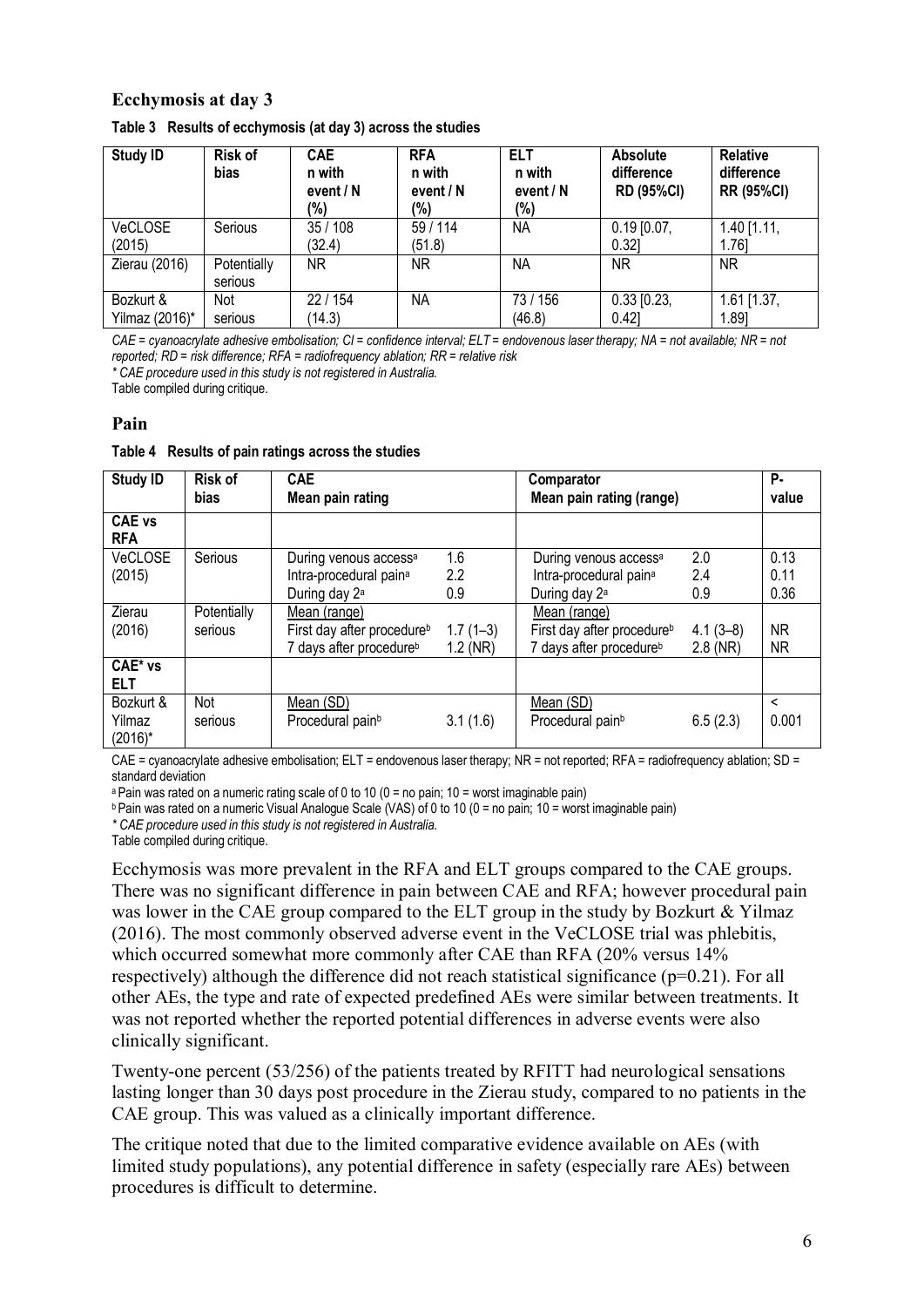## Ecchymosis at day 3

**Table 3 Results of ecchymosis (at day 3) across the studies**

| Study ID | Risk of bias | CAE n with event / N (%) | RFA n with event / N (%) | ELT n with event / N (%) | Absolute difference RD (95%CI) | Relative difference RR (95%CI) |
|---|---|---|---|---|---|---|
| VeCLOSE (2015) | Serious | 35 / 108 (32.4) | 59 / 114 (51.8) | NA | 0.19 [0.07, 0.32] | 1.40 [1.11, 1.76] |
| Zierau (2016) | Potentially serious | NR | NR | NA | NR | NR |
| Bozkurt & Yilmaz (2016)* | Not serious | 22 / 154 (14.3) | NA | 73 / 156 (46.8) | 0.33 [0.23, 0.42] | 1.61 [1.37, 1.89] |

*CAE = cyanoacrylate adhesive embolisation; CI = confidence interval; ELT = endovenous laser therapy; NA = not available; NR = not reported; RD = risk difference; RFA = radiofrequency ablation; RR = relative risk*

*\* CAE procedure used in this study is not registered in Australia.*

Table compiled during critique.

## Pain

**Table 4 Results of pain ratings across the studies**

| Study ID | Risk of bias | CAE Mean pain rating | | Comparator Mean pain rating (range) | | P-value |
|---|---|---|---|---|---|---|
| **CAE vs RFA** | | | | | | |
| VeCLOSE (2015) | Serious | During venous access[a]<br>Intra-procedural pain[a]<br>During day 2[a] | 1.6<br>2.2<br>0.9 | During venous access[a]<br>Intra-procedural pain[a]<br>During day 2[a] | 2.0<br>2.4<br>0.9 | 0.13<br>0.11<br>0.36 |
| Zierau (2016) | Potentially serious | Mean (range)<br>First day after procedure[b]<br>7 days after procedure[b] | <br>1.7 (1–3)<br>1.2 (NR) | Mean (range)<br>First day after procedure[b]<br>7 days after procedure[b] | <br>4.1 (3–8)<br>2.8 (NR) | <br>NR<br>NR |
| **CAE* vs ELT** | | | | | | |
| Bozkurt & Yilmaz (2016)* | Not serious | Mean (SD)<br>Procedural pain[b] | <br>3.1 (1.6) | Mean (SD)<br>Procedural pain[b] | <br>6.5 (2.3) | < 0.001 |

CAE = cyanoacrylate adhesive embolisation; ELT = endovenous laser therapy; NR = not reported; RFA = radiofrequency ablation; SD = standard deviation

[a] Pain was rated on a numeric rating scale of 0 to 10 (0 = no pain; 10 = worst imaginable pain)

[b] Pain was rated on a numeric Visual Analogue Scale (VAS) of 0 to 10 (0 = no pain; 10 = worst imaginable pain)

*\* CAE procedure used in this study is not registered in Australia.*

Table compiled during critique.

Ecchymosis was more prevalent in the RFA and ELT groups compared to the CAE groups. There was no significant difference in pain between CAE and RFA; however procedural pain was lower in the CAE group compared to the ELT group in the study by Bozkurt & Yilmaz (2016). The most commonly observed adverse event in the VeCLOSE trial was phlebitis, which occurred somewhat more commonly after CAE than RFA (20% versus 14% respectively) although the difference did not reach statistical significance ($p=0.21$). For all other AEs, the type and rate of expected predefined AEs were similar between treatments. It was not reported whether the reported potential differences in adverse events were also clinically significant.

Twenty-one percent (53/256) of the patients treated by RFITT had neurological sensations lasting longer than 30 days post procedure in the Zierau study, compared to no patients in the CAE group. This was valued as a clinically important difference.

The critique noted that due to the limited comparative evidence available on AEs (with limited study populations), any potential difference in safety (especially rare AEs) between procedures is difficult to determine.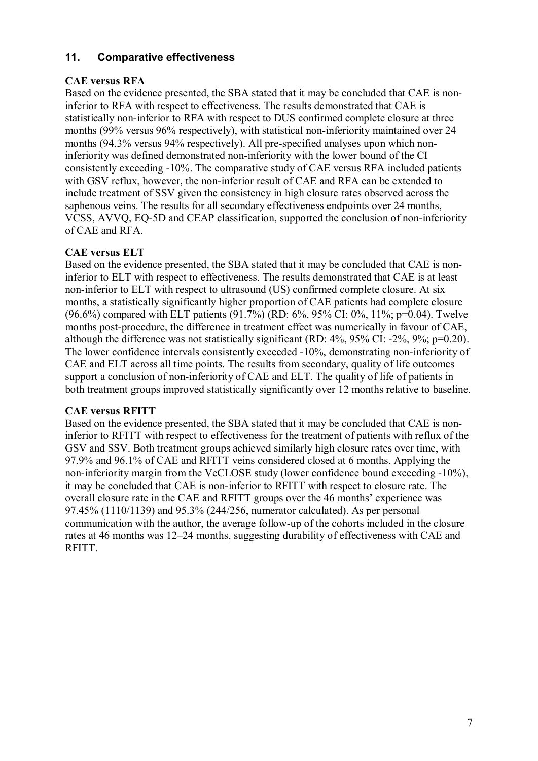## 11. Comparative effectiveness

**CAE versus RFA**

Based on the evidence presented, the SBA stated that it may be concluded that CAE is non-inferior to RFA with respect to effectiveness. The results demonstrated that CAE is statistically non-inferior to RFA with respect to DUS confirmed complete closure at three months (99% versus 96% respectively), with statistical non-inferiority maintained over 24 months (94.3% versus 94% respectively). All pre-specified analyses upon which non-inferiority was defined demonstrated non-inferiority with the lower bound of the CI consistently exceeding -10%. The comparative study of CAE versus RFA included patients with GSV reflux, however, the non-inferior result of CAE and RFA can be extended to include treatment of SSV given the consistency in high closure rates observed across the saphenous veins. The results for all secondary effectiveness endpoints over 24 months, VCSS, AVVQ, EQ-5D and CEAP classification, supported the conclusion of non-inferiority of CAE and RFA.

**CAE versus ELT**

Based on the evidence presented, the SBA stated that it may be concluded that CAE is non-inferior to ELT with respect to effectiveness. The results demonstrated that CAE is at least non-inferior to ELT with respect to ultrasound (US) confirmed complete closure. At six months, a statistically significantly higher proportion of CAE patients had complete closure (96.6%) compared with ELT patients (91.7%) (RD: 6%, 95% CI: 0%, 11%; p=0.04). Twelve months post-procedure, the difference in treatment effect was numerically in favour of CAE, although the difference was not statistically significant (RD: 4%, 95% CI: -2%, 9%; p=0.20). The lower confidence intervals consistently exceeded -10%, demonstrating non-inferiority of CAE and ELT across all time points. The results from secondary, quality of life outcomes support a conclusion of non-inferiority of CAE and ELT. The quality of life of patients in both treatment groups improved statistically significantly over 12 months relative to baseline.

**CAE versus RFITT**

Based on the evidence presented, the SBA stated that it may be concluded that CAE is non-inferior to RFITT with respect to effectiveness for the treatment of patients with reflux of the GSV and SSV. Both treatment groups achieved similarly high closure rates over time, with 97.9% and 96.1% of CAE and RFITT veins considered closed at 6 months. Applying the non-inferiority margin from the VeCLOSE study (lower confidence bound exceeding -10%), it may be concluded that CAE is non-inferior to RFITT with respect to closure rate. The overall closure rate in the CAE and RFITT groups over the 46 months' experience was 97.45% (1110/1139) and 95.3% (244/256, numerator calculated). As per personal communication with the author, the average follow-up of the cohorts included in the closure rates at 46 months was 12–24 months, suggesting durability of effectiveness with CAE and RFITT.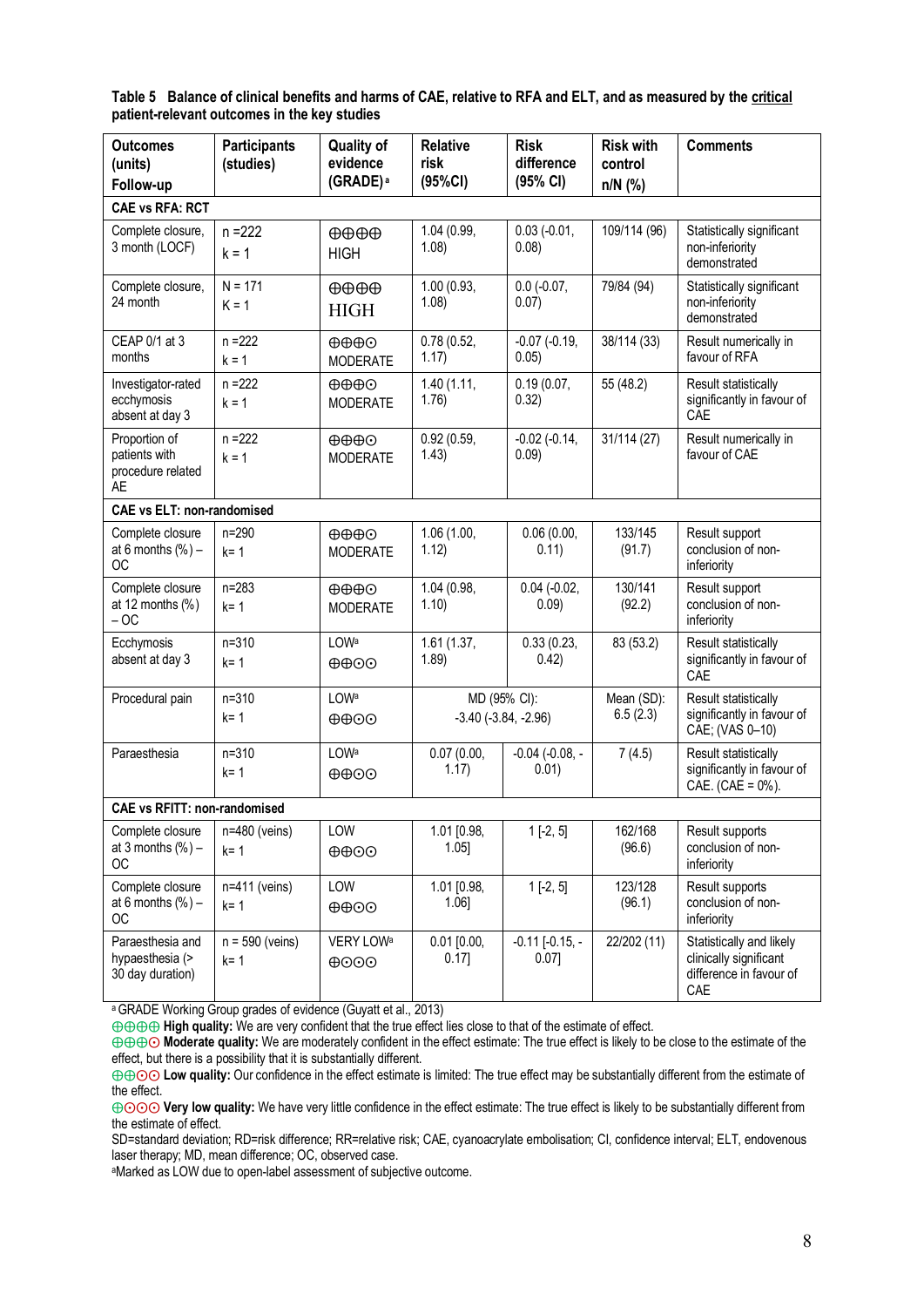**Table 5 Balance of clinical benefits and harms of CAE, relative to RFA and ELT, and as measured by the critical patient-relevant outcomes in the key studies**

| Outcomes (units) Follow-up | Participants (studies) | Quality of evidence (GRADE)[a] | Relative risk (95%CI) | Risk difference (95% CI) | Risk with control n/N (%) | Comments |
|---|---|---|---|---|---|---|
| **CAE vs RFA: RCT** | | | | | | |
| Complete closure, 3 month (LOCF) | n =222 k = 1 | ⊕⊕⊕⊕ HIGH | 1.04 (0.99, 1.08) | 0.03 (-0.01, 0.08) | 109/114 (96) | Statistically significant non-inferiority demonstrated |
| Complete closure, 24 month | N = 171 K = 1 | ⊕⊕⊕⊕ HIGH | 1.00 (0.93, 1.08) | 0.0 (-0.07, 0.07) | 79/84 (94) | Statistically significant non-inferiority demonstrated |
| CEAP 0/1 at 3 months | n =222 k = 1 | ⊕⊕⊕⊙ MODERATE | 0.78 (0.52, 1.17) | -0.07 (-0.19, 0.05) | 38/114 (33) | Result numerically in favour of RFA |
| Investigator-rated ecchymosis absent at day 3 | n =222 k = 1 | ⊕⊕⊕⊙ MODERATE | 1.40 (1.11, 1.76) | 0.19 (0.07, 0.32) | 55 (48.2) | Result statistically significantly in favour of CAE |
| Proportion of patients with procedure related AE | n =222 k = 1 | ⊕⊕⊕⊙ MODERATE | 0.92 (0.59, 1.43) | -0.02 (-0.14, 0.09) | 31/114 (27) | Result numerically in favour of CAE |
| **CAE vs ELT: non-randomised** | | | | | | |
| Complete closure at 6 months (%) – OC | n=290 k= 1 | ⊕⊕⊕⊙ MODERATE | 1.06 (1.00, 1.12) | 0.06 (0.00, 0.11) | 133/145 (91.7) | Result support conclusion of non-inferiority |
| Complete closure at 12 months (%) – OC | n=283 k= 1 | ⊕⊕⊕⊙ MODERATE | 1.04 (0.98, 1.10) | 0.04 (-0.02, 0.09) | 130/141 (92.2) | Result support conclusion of non-inferiority |
| Ecchymosis absent at day 3 | n=310 k= 1 | LOW[a] ⊕⊕⊙⊙ | 1.61 (1.37, 1.89) | 0.33 (0.23, 0.42) | 83 (53.2) | Result statistically significantly in favour of CAE |
| Procedural pain | n=310 k= 1 | LOW[a] ⊕⊕⊙⊙ | MD (95% CI): -3.40 (-3.84, -2.96) | | Mean (SD): 6.5 (2.3) | Result statistically significantly in favour of CAE; (VAS 0–10) |
| Paraesthesia | n=310 k= 1 | LOW[a] ⊕⊕⊙⊙ | 0.07 (0.00, 1.17) | -0.04 (-0.08, -0.01) | 7 (4.5) | Result statistically significantly in favour of CAE. (CAE = 0%). |
| **CAE vs RFITT: non-randomised** | | | | | | |
| Complete closure at 3 months (%) – OC | n=480 (veins) k= 1 | LOW ⊕⊕⊙⊙ | 1.01 [0.98, 1.05] | 1 [-2, 5] | 162/168 (96.6) | Result supports conclusion of non-inferiority |
| Complete closure at 6 months (%) – OC | n=411 (veins) k= 1 | LOW ⊕⊕⊙⊙ | 1.01 [0.98, 1.06] | 1 [-2, 5] | 123/128 (96.1) | Result supports conclusion of non-inferiority |
| Paraesthesia and hypaesthesia (> 30 day duration) | n = 590 (veins) k= 1 | VERY LOW[a] ⊕⊙⊙⊙ | 0.01 [0.00, 0.17] | -0.11 [-0.15, -0.07] | 22/202 (11) | Statistically and likely clinically significant difference in favour of CAE |

[a] GRADE Working Group grades of evidence (Guyatt et al., 2013)

⊕⊕⊕⊕ **High quality:** We are very confident that the true effect lies close to that of the estimate of effect.

⊕⊕⊕⊙ **Moderate quality:** We are moderately confident in the effect estimate: The true effect is likely to be close to the estimate of the effect, but there is a possibility that it is substantially different.

⊕⊕⊙⊙ **Low quality:** Our confidence in the effect estimate is limited: The true effect may be substantially different from the estimate of the effect.

⊕⊙⊙⊙ **Very low quality:** We have very little confidence in the effect estimate: The true effect is likely to be substantially different from the estimate of effect.

SD=standard deviation; RD=risk difference; RR=relative risk; CAE, cyanoacrylate embolisation; CI, confidence interval; ELT, endovenous laser therapy; MD, mean difference; OC, observed case.

[a]Marked as LOW due to open-label assessment of subjective outcome.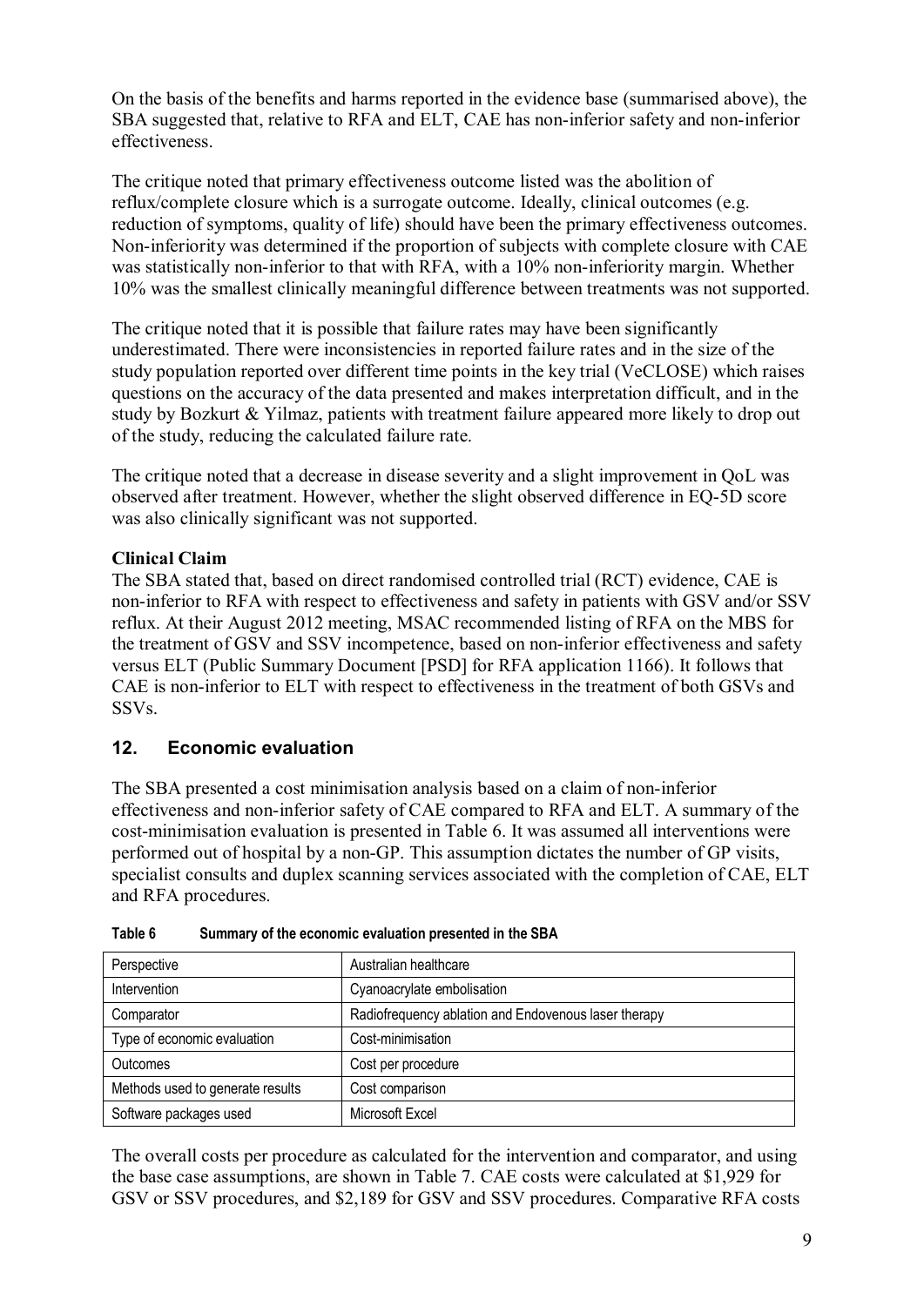On the basis of the benefits and harms reported in the evidence base (summarised above), the SBA suggested that, relative to RFA and ELT, CAE has non-inferior safety and non-inferior effectiveness.

The critique noted that primary effectiveness outcome listed was the abolition of reflux/complete closure which is a surrogate outcome. Ideally, clinical outcomes (e.g. reduction of symptoms, quality of life) should have been the primary effectiveness outcomes. Non-inferiority was determined if the proportion of subjects with complete closure with CAE was statistically non-inferior to that with RFA, with a 10% non-inferiority margin. Whether 10% was the smallest clinically meaningful difference between treatments was not supported.

The critique noted that it is possible that failure rates may have been significantly underestimated. There were inconsistencies in reported failure rates and in the size of the study population reported over different time points in the key trial (VeCLOSE) which raises questions on the accuracy of the data presented and makes interpretation difficult, and in the study by Bozkurt & Yilmaz, patients with treatment failure appeared more likely to drop out of the study, reducing the calculated failure rate.

The critique noted that a decrease in disease severity and a slight improvement in QoL was observed after treatment. However, whether the slight observed difference in EQ-5D score was also clinically significant was not supported.

**Clinical Claim**

The SBA stated that, based on direct randomised controlled trial (RCT) evidence, CAE is non-inferior to RFA with respect to effectiveness and safety in patients with GSV and/or SSV reflux. At their August 2012 meeting, MSAC recommended listing of RFA on the MBS for the treatment of GSV and SSV incompetence, based on non-inferior effectiveness and safety versus ELT (Public Summary Document [PSD] for RFA application 1166). It follows that CAE is non-inferior to ELT with respect to effectiveness in the treatment of both GSVs and SSVs.

## 12. Economic evaluation

The SBA presented a cost minimisation analysis based on a claim of non-inferior effectiveness and non-inferior safety of CAE compared to RFA and ELT. A summary of the cost-minimisation evaluation is presented in Table 6. It was assumed all interventions were performed out of hospital by a non-GP. This assumption dictates the number of GP visits, specialist consults and duplex scanning services associated with the completion of CAE, ELT and RFA procedures.

**Table 6 Summary of the economic evaluation presented in the SBA**

| | |
|---|---|
| Perspective | Australian healthcare |
| Intervention | Cyanoacrylate embolisation |
| Comparator | Radiofrequency ablation and Endovenous laser therapy |
| Type of economic evaluation | Cost-minimisation |
| Outcomes | Cost per procedure |
| Methods used to generate results | Cost comparison |
| Software packages used | Microsoft Excel |

The overall costs per procedure as calculated for the intervention and comparator, and using the base case assumptions, are shown in Table 7. CAE costs were calculated at $1,929 for GSV or SSV procedures, and $2,189 for GSV and SSV procedures. Comparative RFA costs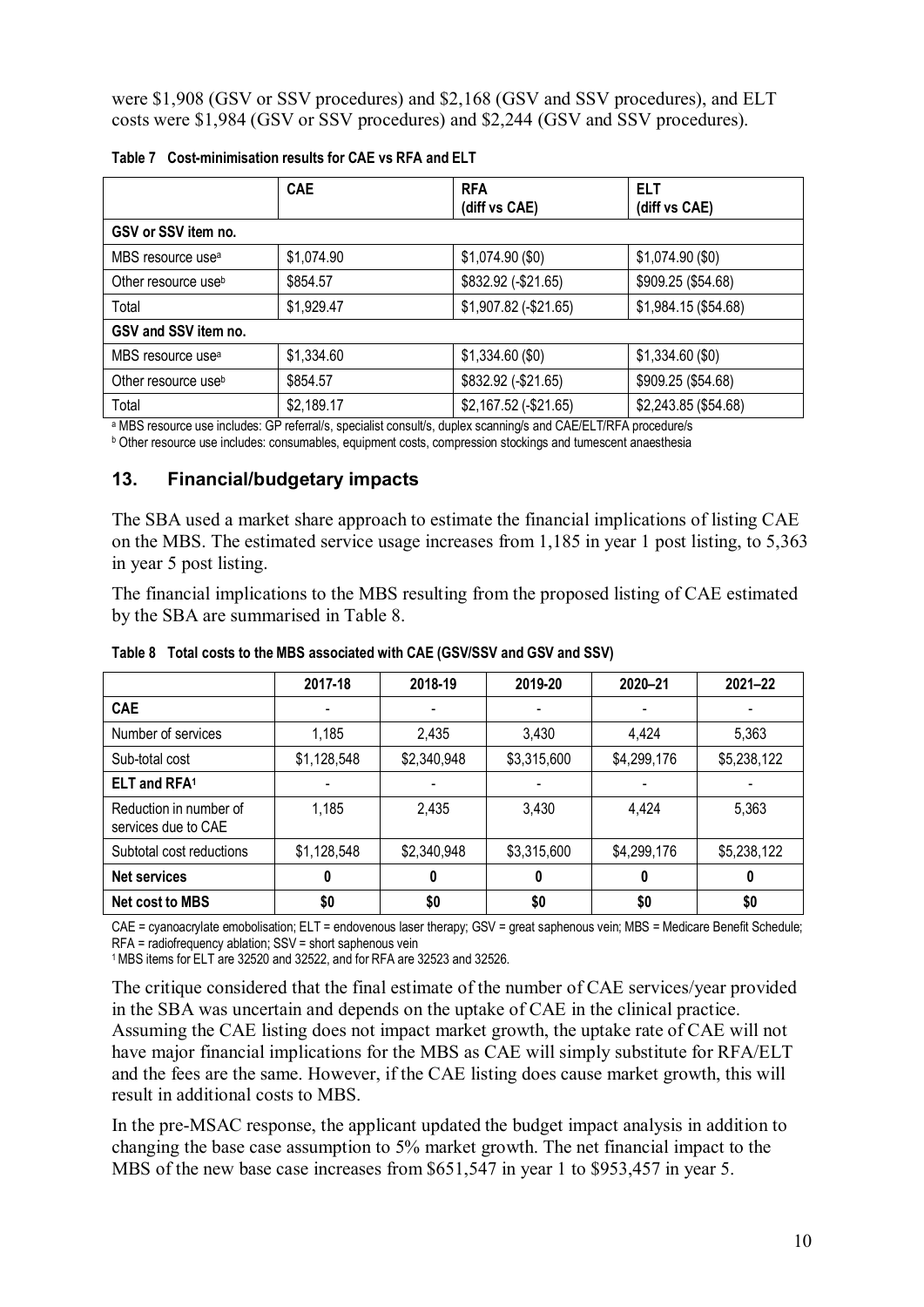were $1,908 (GSV or SSV procedures) and $2,168 (GSV and SSV procedures), and ELT costs were $1,984 (GSV or SSV procedures) and $2,244 (GSV and SSV procedures).

**Table 7 Cost-minimisation results for CAE vs RFA and ELT**

| | CAE | RFA (diff vs CAE) | ELT (diff vs CAE) |
|---|---|---|---|
| **GSV or SSV item no.** | | | |
| MBS resource use[a] | $1,074.90 | $1,074.90 ($0) | $1,074.90 ($0) |
| Other resource use[b] | $854.57 | $832.92 (-$21.65) | $909.25 ($54.68) |
| Total | $1,929.47 | $1,907.82 (-$21.65) | $1,984.15 ($54.68) |
| **GSV and SSV item no.** | | | |
| MBS resource use[a] | $1,334.60 | $1,334.60 ($0) | $1,334.60 ($0) |
| Other resource use[b] | $854.57 | $832.92 (-$21.65) | $909.25 ($54.68) |
| Total | $2,189.17 | $2,167.52 (-$21.65) | $2,243.85 ($54.68) |

[a] MBS resource use includes: GP referral/s, specialist consult/s, duplex scanning/s and CAE/ELT/RFA procedure/s
[b] Other resource use includes: consumables, equipment costs, compression stockings and tumescent anaesthesia

## 13. Financial/budgetary impacts

The SBA used a market share approach to estimate the financial implications of listing CAE on the MBS. The estimated service usage increases from 1,185 in year 1 post listing, to 5,363 in year 5 post listing.

The financial implications to the MBS resulting from the proposed listing of CAE estimated by the SBA are summarised in Table 8.

**Table 8 Total costs to the MBS associated with CAE (GSV/SSV and GSV and SSV)**

| | 2017-18 | 2018-19 | 2019-20 | 2020–21 | 2021–22 |
|---|---|---|---|---|---|
| **CAE** | - | - | - | - | - |
| Number of services | 1,185 | 2,435 | 3,430 | 4,424 | 5,363 |
| Sub-total cost | $1,128,548 | $2,340,948 | $3,315,600 | $4,299,176 | $5,238,122 |
| **ELT and RFA[1]** | - | - | - | - | - |
| Reduction in number of services due to CAE | 1,185 | 2,435 | 3,430 | 4,424 | 5,363 |
| Subtotal cost reductions | $1,128,548 | $2,340,948 | $3,315,600 | $4,299,176 | $5,238,122 |
| **Net services** | **0** | **0** | **0** | **0** | **0** |
| **Net cost to MBS** | **$0** | **$0** | **$0** | **$0** | **$0** |

CAE = cyanoacrylate emobolisation; ELT = endovenous laser therapy; GSV = great saphenous vein; MBS = Medicare Benefit Schedule; RFA = radiofrequency ablation; SSV = short saphenous vein
[1] MBS items for ELT are 32520 and 32522, and for RFA are 32523 and 32526.

The critique considered that the final estimate of the number of CAE services/year provided in the SBA was uncertain and depends on the uptake of CAE in the clinical practice. Assuming the CAE listing does not impact market growth, the uptake rate of CAE will not have major financial implications for the MBS as CAE will simply substitute for RFA/ELT and the fees are the same. However, if the CAE listing does cause market growth, this will result in additional costs to MBS.

In the pre-MSAC response, the applicant updated the budget impact analysis in addition to changing the base case assumption to 5% market growth. The net financial impact to the MBS of the new base case increases from $651,547 in year 1 to $953,457 in year 5.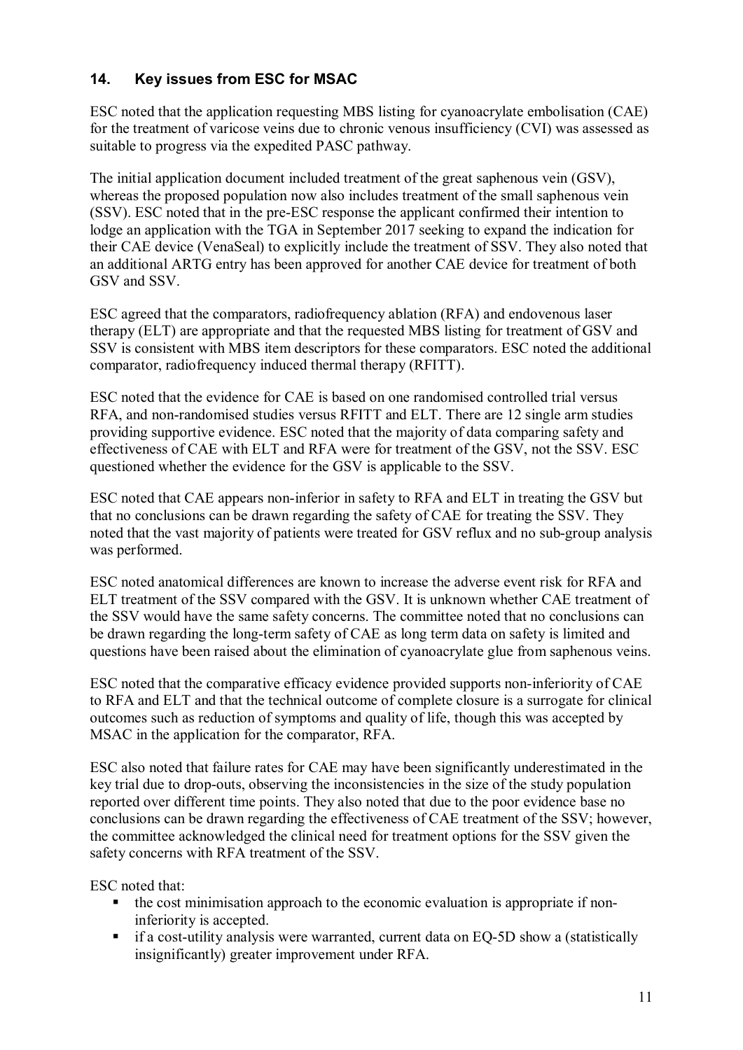## 14. Key issues from ESC for MSAC

ESC noted that the application requesting MBS listing for cyanoacrylate embolisation (CAE) for the treatment of varicose veins due to chronic venous insufficiency (CVI) was assessed as suitable to progress via the expedited PASC pathway.

The initial application document included treatment of the great saphenous vein (GSV), whereas the proposed population now also includes treatment of the small saphenous vein (SSV). ESC noted that in the pre-ESC response the applicant confirmed their intention to lodge an application with the TGA in September 2017 seeking to expand the indication for their CAE device (VenaSeal) to explicitly include the treatment of SSV. They also noted that an additional ARTG entry has been approved for another CAE device for treatment of both GSV and SSV.

ESC agreed that the comparators, radiofrequency ablation (RFA) and endovenous laser therapy (ELT) are appropriate and that the requested MBS listing for treatment of GSV and SSV is consistent with MBS item descriptors for these comparators. ESC noted the additional comparator, radiofrequency induced thermal therapy (RFITT).

ESC noted that the evidence for CAE is based on one randomised controlled trial versus RFA, and non-randomised studies versus RFITT and ELT. There are 12 single arm studies providing supportive evidence. ESC noted that the majority of data comparing safety and effectiveness of CAE with ELT and RFA were for treatment of the GSV, not the SSV. ESC questioned whether the evidence for the GSV is applicable to the SSV.

ESC noted that CAE appears non-inferior in safety to RFA and ELT in treating the GSV but that no conclusions can be drawn regarding the safety of CAE for treating the SSV. They noted that the vast majority of patients were treated for GSV reflux and no sub-group analysis was performed.

ESC noted anatomical differences are known to increase the adverse event risk for RFA and ELT treatment of the SSV compared with the GSV. It is unknown whether CAE treatment of the SSV would have the same safety concerns. The committee noted that no conclusions can be drawn regarding the long-term safety of CAE as long term data on safety is limited and questions have been raised about the elimination of cyanoacrylate glue from saphenous veins.

ESC noted that the comparative efficacy evidence provided supports non-inferiority of CAE to RFA and ELT and that the technical outcome of complete closure is a surrogate for clinical outcomes such as reduction of symptoms and quality of life, though this was accepted by MSAC in the application for the comparator, RFA.

ESC also noted that failure rates for CAE may have been significantly underestimated in the key trial due to drop-outs, observing the inconsistencies in the size of the study population reported over different time points. They also noted that due to the poor evidence base no conclusions can be drawn regarding the effectiveness of CAE treatment of the SSV; however, the committee acknowledged the clinical need for treatment options for the SSV given the safety concerns with RFA treatment of the SSV.

ESC noted that:

- the cost minimisation approach to the economic evaluation is appropriate if non-inferiority is accepted.
- if a cost-utility analysis were warranted, current data on EQ-5D show a (statistically insignificantly) greater improvement under RFA.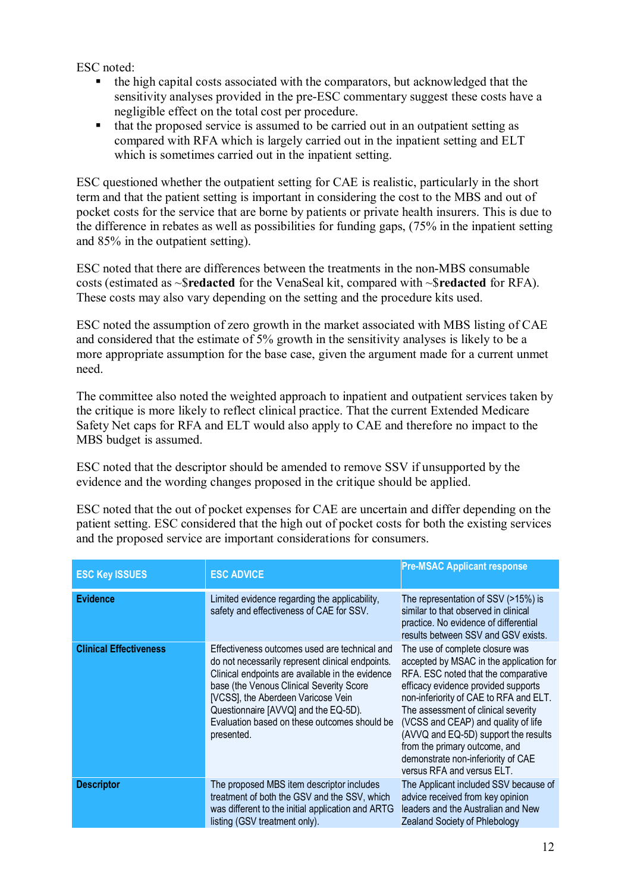ESC noted:

- the high capital costs associated with the comparators, but acknowledged that the sensitivity analyses provided in the pre-ESC commentary suggest these costs have a negligible effect on the total cost per procedure.
- that the proposed service is assumed to be carried out in an outpatient setting as compared with RFA which is largely carried out in the inpatient setting and ELT which is sometimes carried out in the inpatient setting.

ESC questioned whether the outpatient setting for CAE is realistic, particularly in the short term and that the patient setting is important in considering the cost to the MBS and out of pocket costs for the service that are borne by patients or private health insurers. This is due to the difference in rebates as well as possibilities for funding gaps, (75% in the inpatient setting and 85% in the outpatient setting).

ESC noted that there are differences between the treatments in the non-MBS consumable costs (estimated as ~$**redacted** for the VenaSeal kit, compared with ~$**redacted** for RFA). These costs may also vary depending on the setting and the procedure kits used.

ESC noted the assumption of zero growth in the market associated with MBS listing of CAE and considered that the estimate of 5% growth in the sensitivity analyses is likely to be a more appropriate assumption for the base case, given the argument made for a current unmet need.

The committee also noted the weighted approach to inpatient and outpatient services taken by the critique is more likely to reflect clinical practice. That the current Extended Medicare Safety Net caps for RFA and ELT would also apply to CAE and therefore no impact to the MBS budget is assumed.

ESC noted that the descriptor should be amended to remove SSV if unsupported by the evidence and the wording changes proposed in the critique should be applied.

ESC noted that the out of pocket expenses for CAE are uncertain and differ depending on the patient setting. ESC considered that the high out of pocket costs for both the existing services and the proposed service are important considerations for consumers.

| ESC Key ISSUES | ESC ADVICE | Pre-MSAC Applicant response |
|---|---|---|
| **Evidence** | Limited evidence regarding the applicability, safety and effectiveness of CAE for SSV. | The representation of SSV (>15%) is similar to that observed in clinical practice. No evidence of differential results between SSV and GSV exists. |
| **Clinical Effectiveness** | Effectiveness outcomes used are technical and do not necessarily represent clinical endpoints. Clinical endpoints are available in the evidence base (the Venous Clinical Severity Score [VCSS], the Aberdeen Varicose Vein Questionnaire [AVVQ] and the EQ-5D). Evaluation based on these outcomes should be presented. | The use of complete closure was accepted by MSAC in the application for RFA. ESC noted that the comparative efficacy evidence provided supports non-inferiority of CAE to RFA and ELT. The assessment of clinical severity (VCSS and CEAP) and quality of life (AVVQ and EQ-5D) support the results from the primary outcome, and demonstrate non-inferiority of CAE versus RFA and versus ELT. |
| **Descriptor** | The proposed MBS item descriptor includes treatment of both the GSV and the SSV, which was different to the initial application and ARTG listing (GSV treatment only). | The Applicant included SSV because of advice received from key opinion leaders and the Australian and New Zealand Society of Phlebology |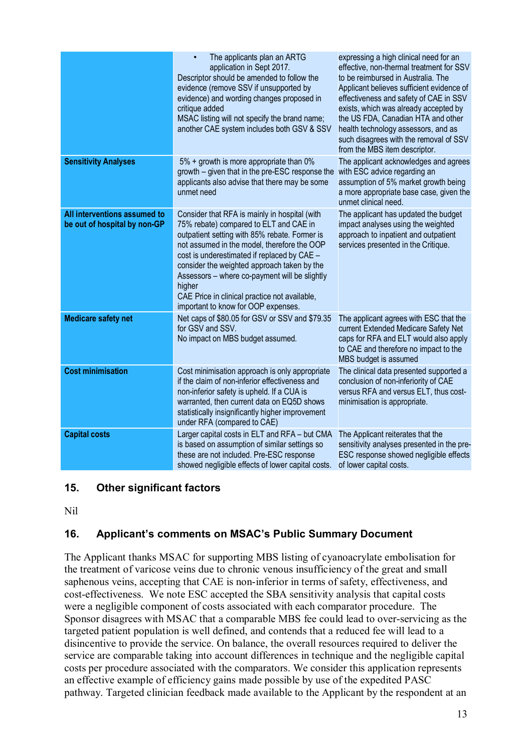| | | |
|---|---|---|
| | • The applicants plan an ARTG application in Sept 2017.<br>Descriptor should be amended to follow the evidence (remove SSV if unsupported by evidence) and wording changes proposed in critique added<br>MSAC listing will not specify the brand name; another CAE system includes both GSV & SSV | expressing a high clinical need for an effective, non-thermal treatment for SSV to be reimbursed in Australia. The Applicant believes sufficient evidence of effectiveness and safety of CAE in SSV exists, which was already accepted by the US FDA, Canadian HTA and other health technology assessors, and as such disagrees with the removal of SSV from the MBS item descriptor. |
| **Sensitivity Analyses** | 5% + growth is more appropriate than 0% growth – given that in the pre-ESC response the applicants also advise that there may be some unmet need | The applicant acknowledges and agrees with ESC advice regarding an assumption of 5% market growth being a more appropriate base case, given the unmet clinical need. |
| **All interventions assumed to be out of hospital by non-GP** | Consider that RFA is mainly in hospital (with 75% rebate) compared to ELT and CAE in outpatient setting with 85% rebate. Former is not assumed in the model, therefore the OOP cost is underestimated if replaced by CAE – consider the weighted approach taken by the Assessors – where co-payment will be slightly higher<br>CAE Price in clinical practice not available, important to know for OOP expenses. | The applicant has updated the budget impact analyses using the weighted approach to inpatient and outpatient services presented in the Critique. |
| **Medicare safety net** | Net caps of $80.05 for GSV or SSV and $79.35 for GSV and SSV.<br>No impact on MBS budget assumed. | The applicant agrees with ESC that the current Extended Medicare Safety Net caps for RFA and ELT would also apply to CAE and therefore no impact to the MBS budget is assumed |
| **Cost minimisation** | Cost minimisation approach is only appropriate if the claim of non-inferior effectiveness and non-inferior safety is upheld. If a CUA is warranted, then current data on EQ5D shows statistically insignificantly higher improvement under RFA (compared to CAE) | The clinical data presented supported a conclusion of non-inferiority of CAE versus RFA and versus ELT, thus cost-minimisation is appropriate. |
| **Capital costs** | Larger capital costs in ELT and RFA – but CMA is based on assumption of similar settings so these are not included. Pre-ESC response showed negligible effects of lower capital costs. | The Applicant reiterates that the sensitivity analyses presented in the pre-ESC response showed negligible effects of lower capital costs. |

## 15. Other significant factors

Nil

## 16. Applicant's comments on MSAC's Public Summary Document

The Applicant thanks MSAC for supporting MBS listing of cyanoacrylate embolisation for the treatment of varicose veins due to chronic venous insufficiency of the great and small saphenous veins, accepting that CAE is non-inferior in terms of safety, effectiveness, and cost-effectiveness. We note ESC accepted the SBA sensitivity analysis that capital costs were a negligible component of costs associated with each comparator procedure. The Sponsor disagrees with MSAC that a comparable MBS fee could lead to over-servicing as the targeted patient population is well defined, and contends that a reduced fee will lead to a disincentive to provide the service. On balance, the overall resources required to deliver the service are comparable taking into account differences in technique and the negligible capital costs per procedure associated with the comparators. We consider this application represents an effective example of efficiency gains made possible by use of the expedited PASC pathway. Targeted clinician feedback made available to the Applicant by the respondent at an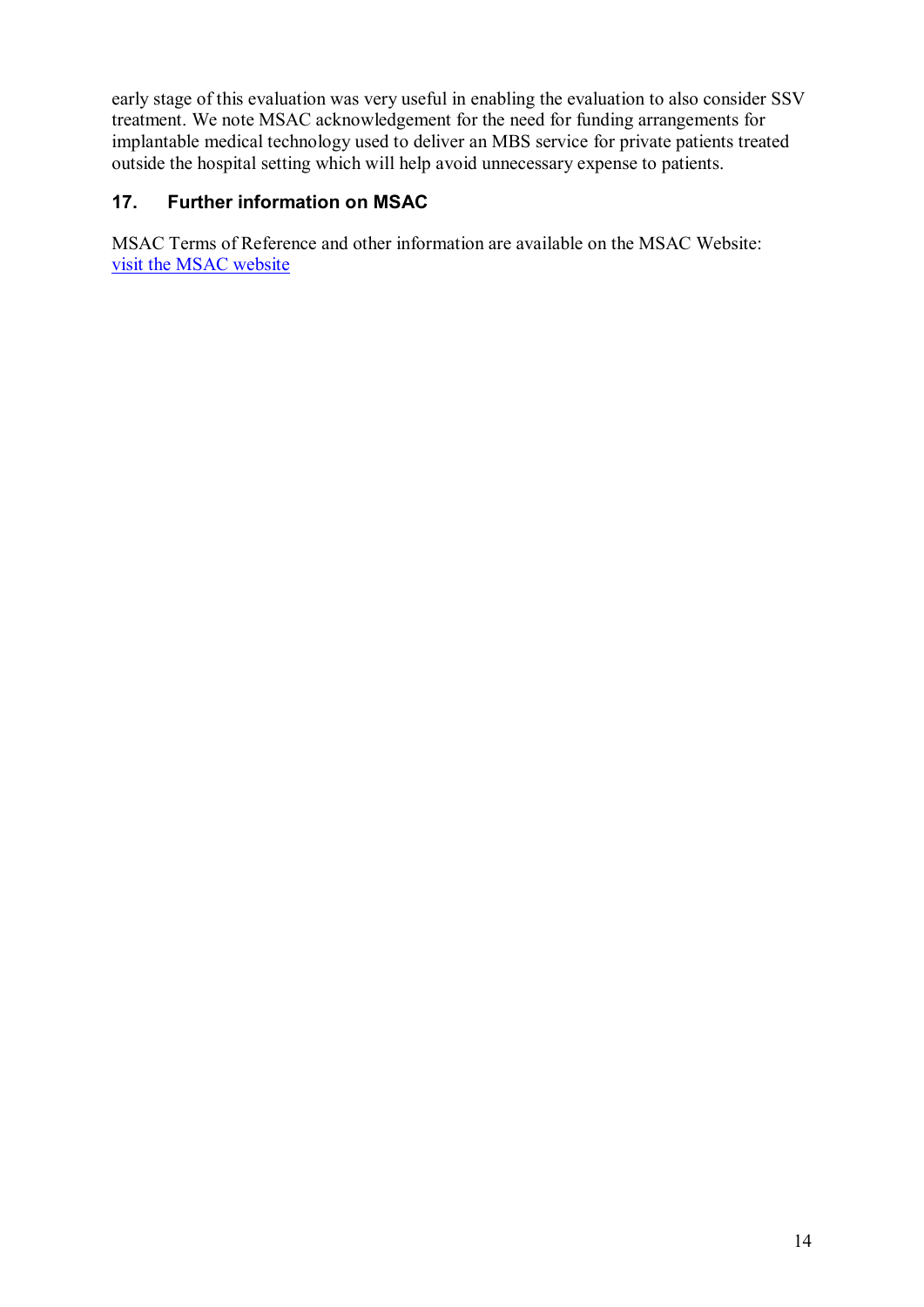early stage of this evaluation was very useful in enabling the evaluation to also consider SSV treatment. We note MSAC acknowledgement for the need for funding arrangements for implantable medical technology used to deliver an MBS service for private patients treated outside the hospital setting which will help avoid unnecessary expense to patients.

## 17. Further information on MSAC

MSAC Terms of Reference and other information are available on the MSAC Website: visit the MSAC website